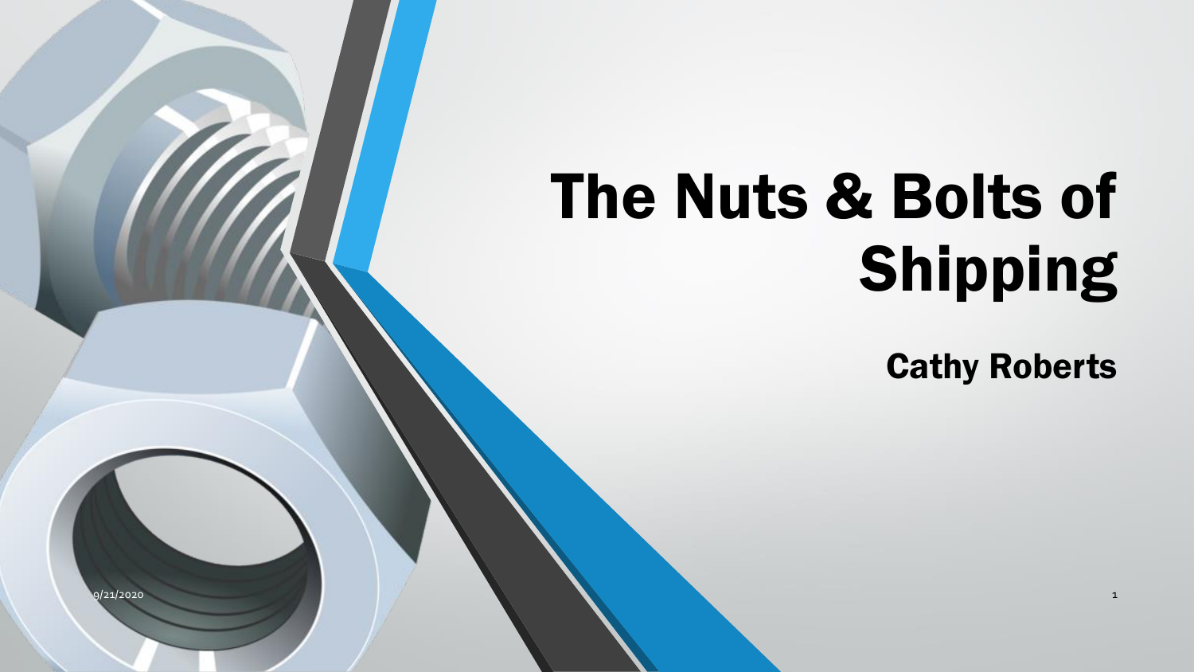# The Nuts & Bolts of Shipping

## Cathy Roberts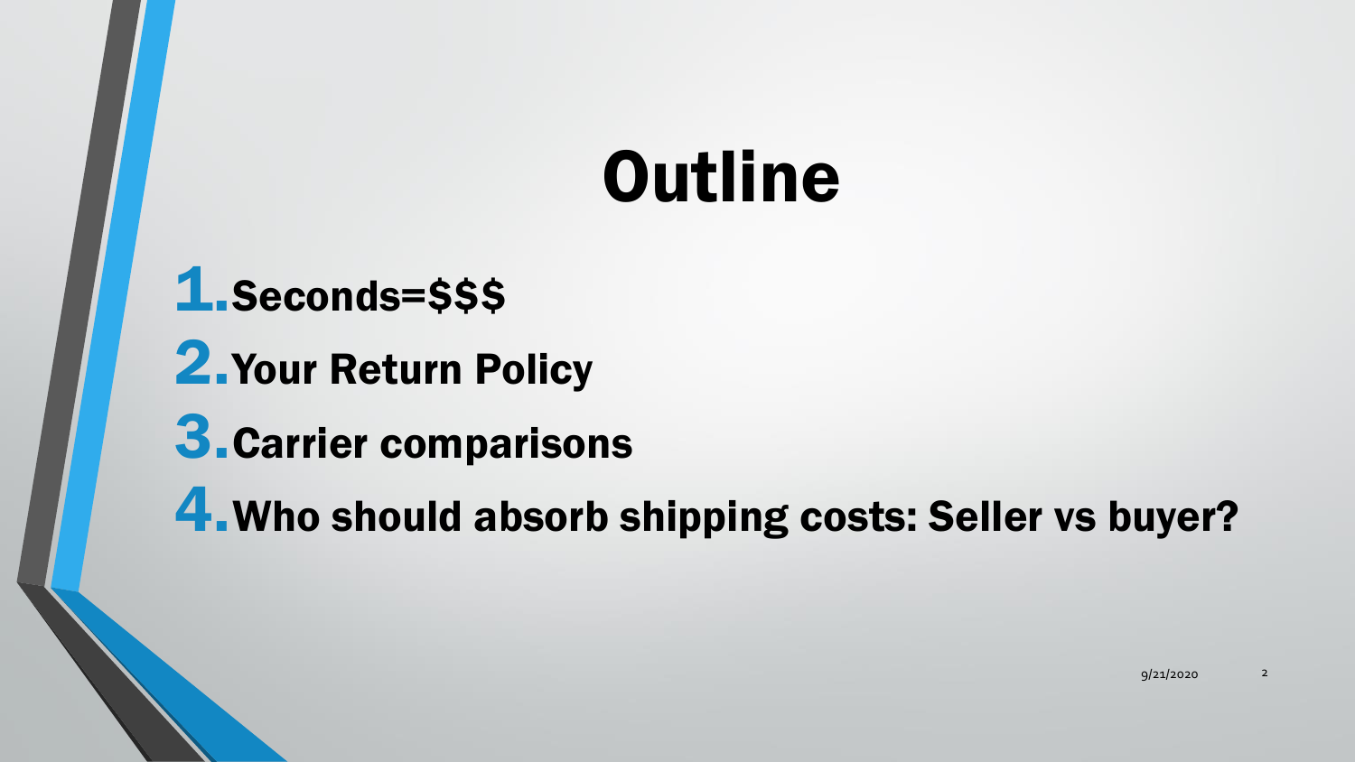# Outline

1. Seconds=$$$
2. Your Return Policy
3. Carrier comparisons
4. Who should absorb shipping costs: Seller vs buyer?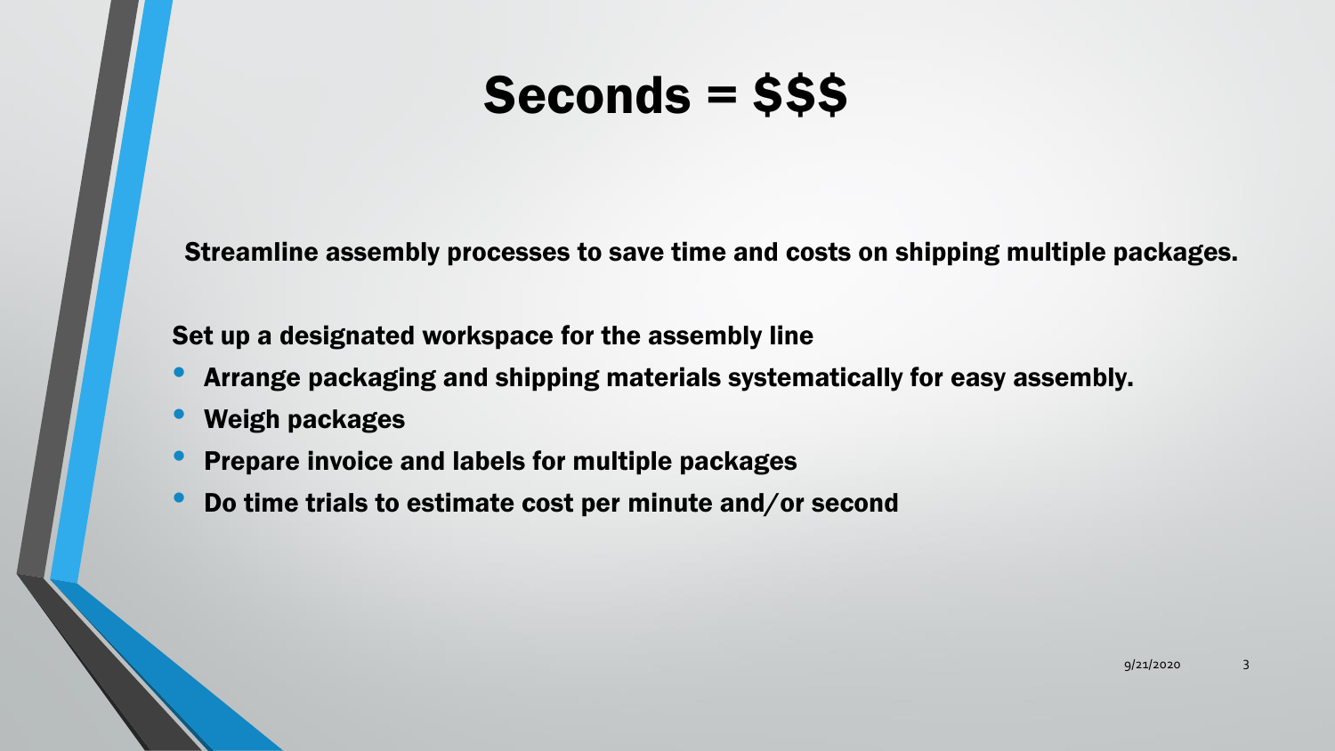# Seconds = $$$

**Streamline assembly processes to save time and costs on shipping multiple packages.**

**Set up a designated workspace for the assembly line**

- **Arrange packaging and shipping materials systematically for easy assembly.**
- **Weigh packages**
- **Prepare invoice and labels for multiple packages**
- **Do time trials to estimate cost per minute and/or second**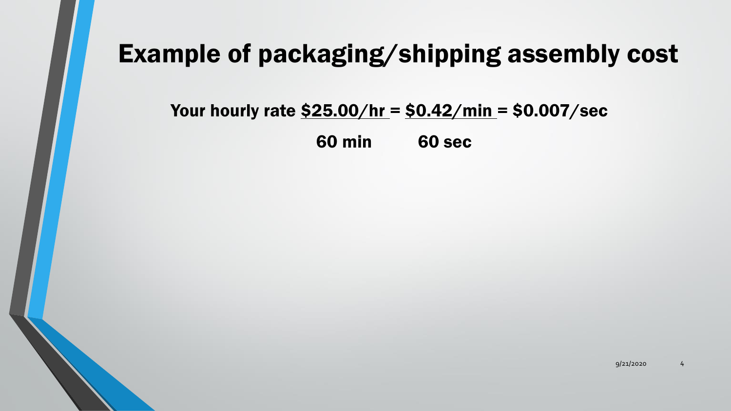# Example of packaging/shipping assembly cost

Your hourly rate $\frac{\$25.00/hr}{60\ min} = \frac{\$0.42/min}{60\ sec} = \$0.007/sec$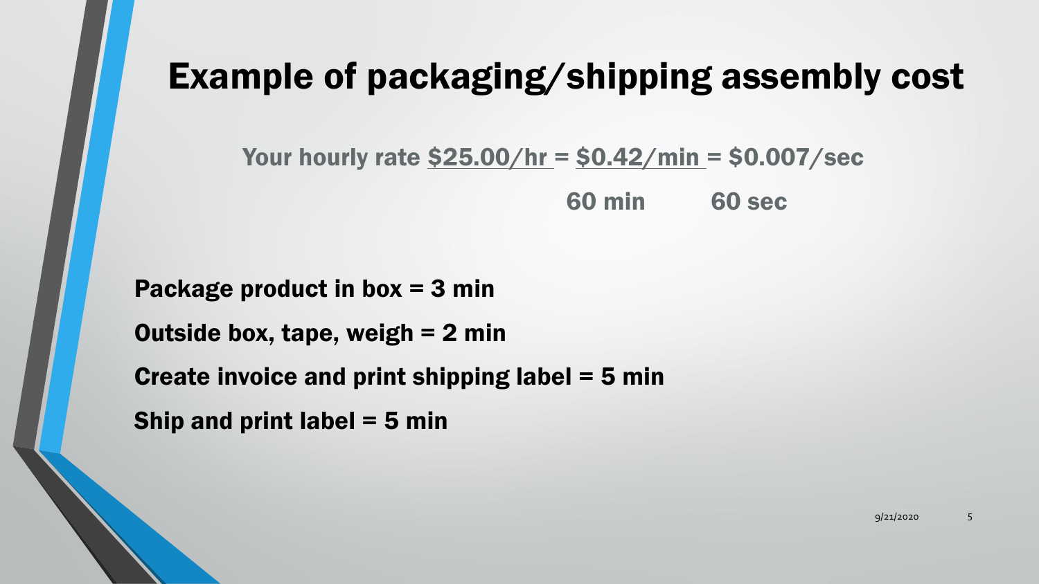# Example of packaging/shipping assembly cost

Your hourly rate $\frac{\$25.00/hr}{60\text{ min}} = \frac{\$0.42/min}{60\text{ sec}} = \$0.007/sec$

**Package product in box = 3 min**

**Outside box, tape, weigh = 2 min**

**Create invoice and print shipping label = 5 min**

**Ship and print label = 5 min**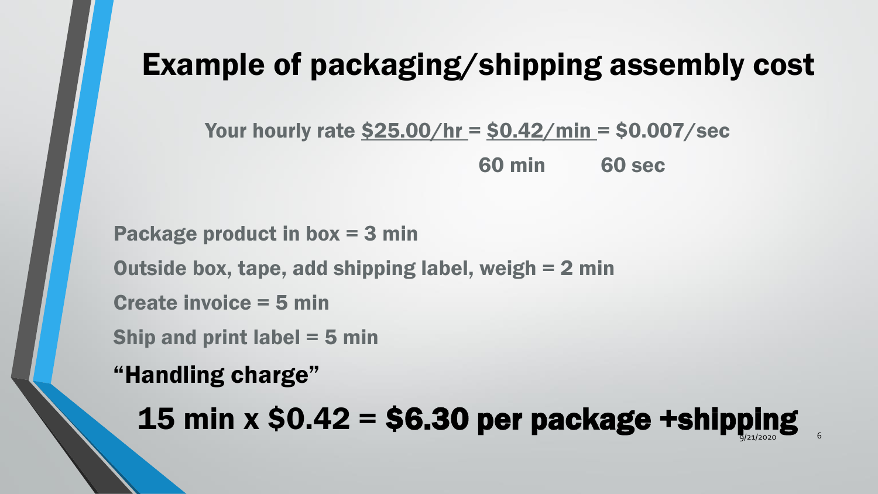# Example of packaging/shipping assembly cost

Your hourly rate $\frac{\$25.00/\text{hr}}{60 \text{ min}} = \frac{\$0.42/\text{min}}{60 \text{ sec}} = \$0.007/\text{sec}$

Package product in box = 3 min

Outside box, tape, add shipping label, weigh = 2 min

Create invoice = 5 min

Ship and print label = 5 min

**"Handling charge"**

**15 min x $0.42 = $6.30 per package +shipping**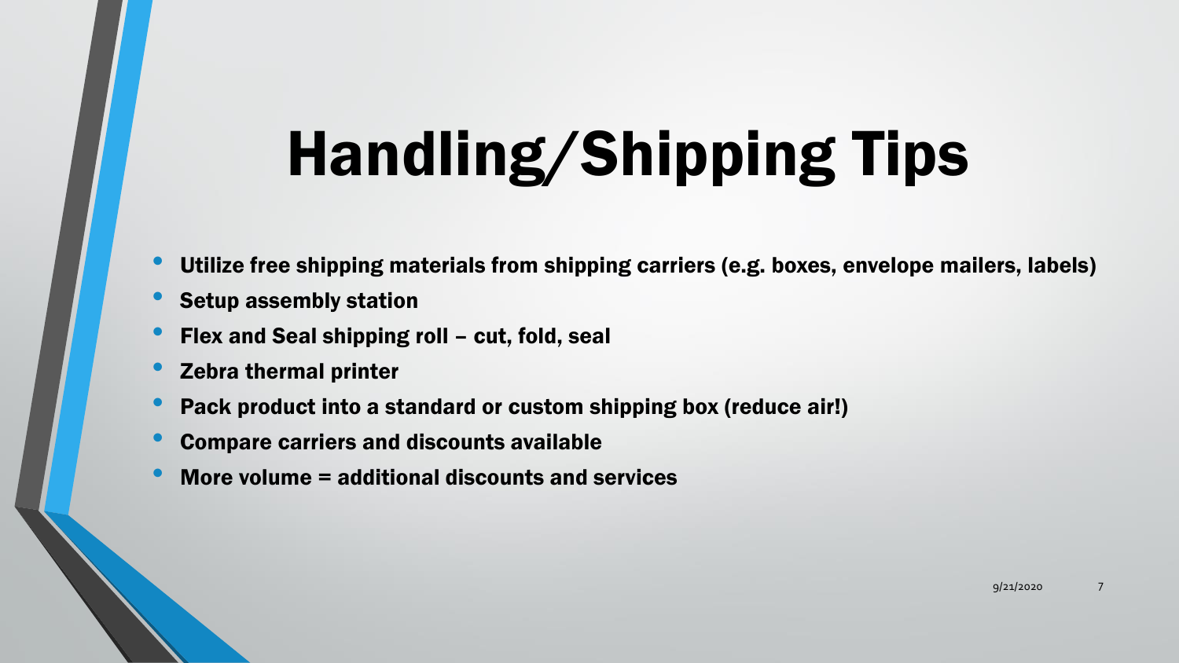# Handling/Shipping Tips

- Utilize free shipping materials from shipping carriers (e.g. boxes, envelope mailers, labels)
- Setup assembly station
- Flex and Seal shipping roll – cut, fold, seal
- Zebra thermal printer
- Pack product into a standard or custom shipping box (reduce air!)
- Compare carriers and discounts available
- More volume = additional discounts and services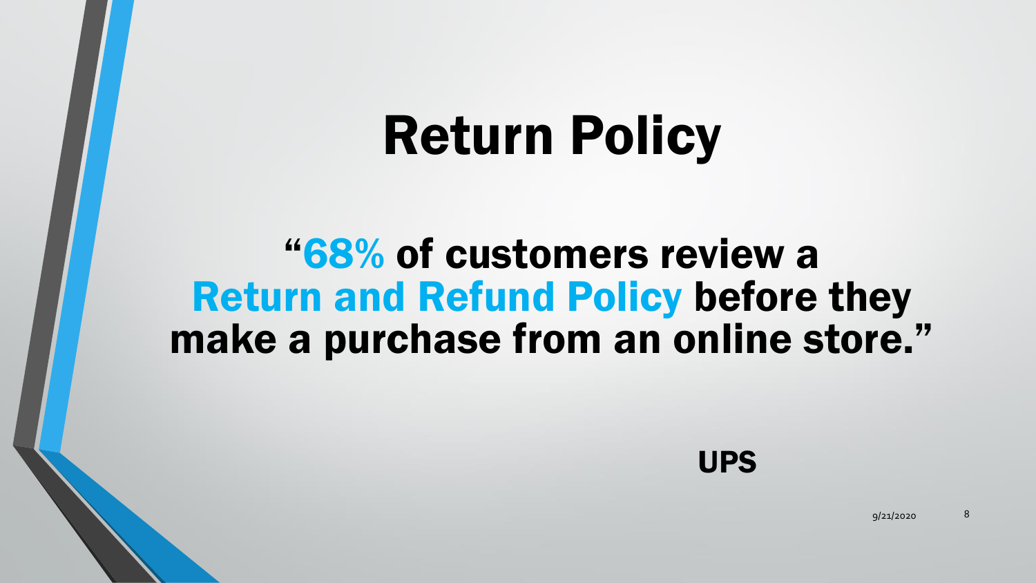# Return Policy

**"68% of customers review a Return and Refund Policy before they make a purchase from an online store."**

**UPS**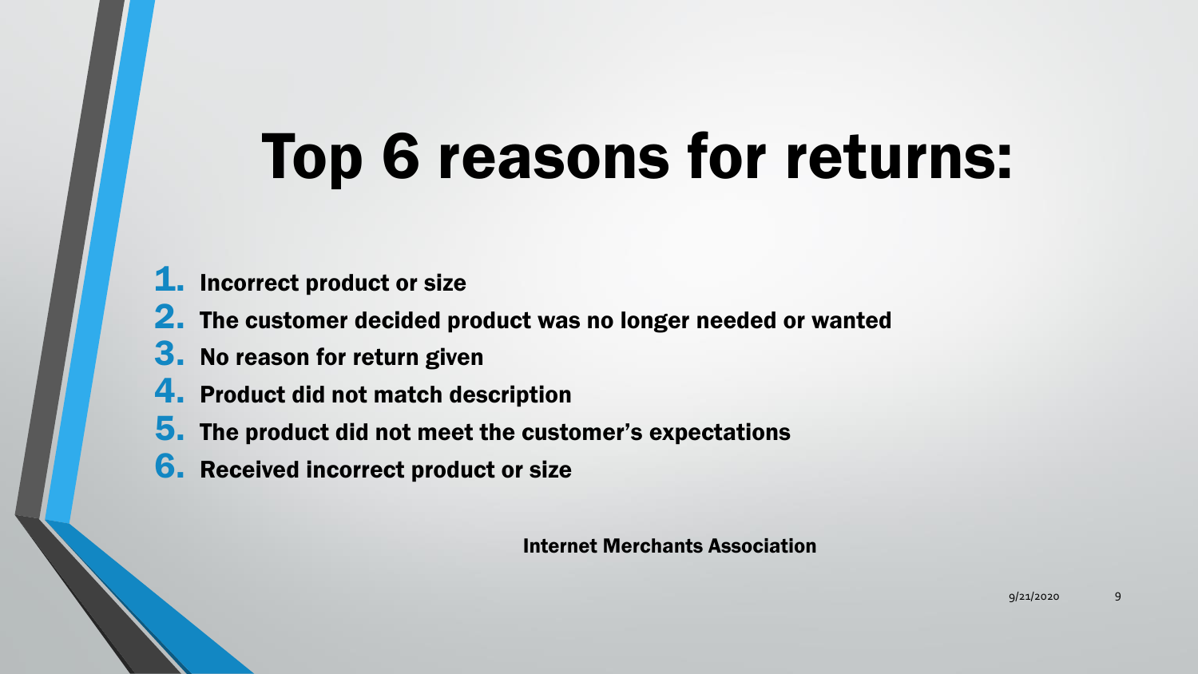# Top 6 reasons for returns:

1. **Incorrect product or size**
2. **The customer decided product was no longer needed or wanted**
3. **No reason for return given**
4. **Product did not match description**
5. **The product did not meet the customer's expectations**
6. **Received incorrect product or size**

**Internet Merchants Association**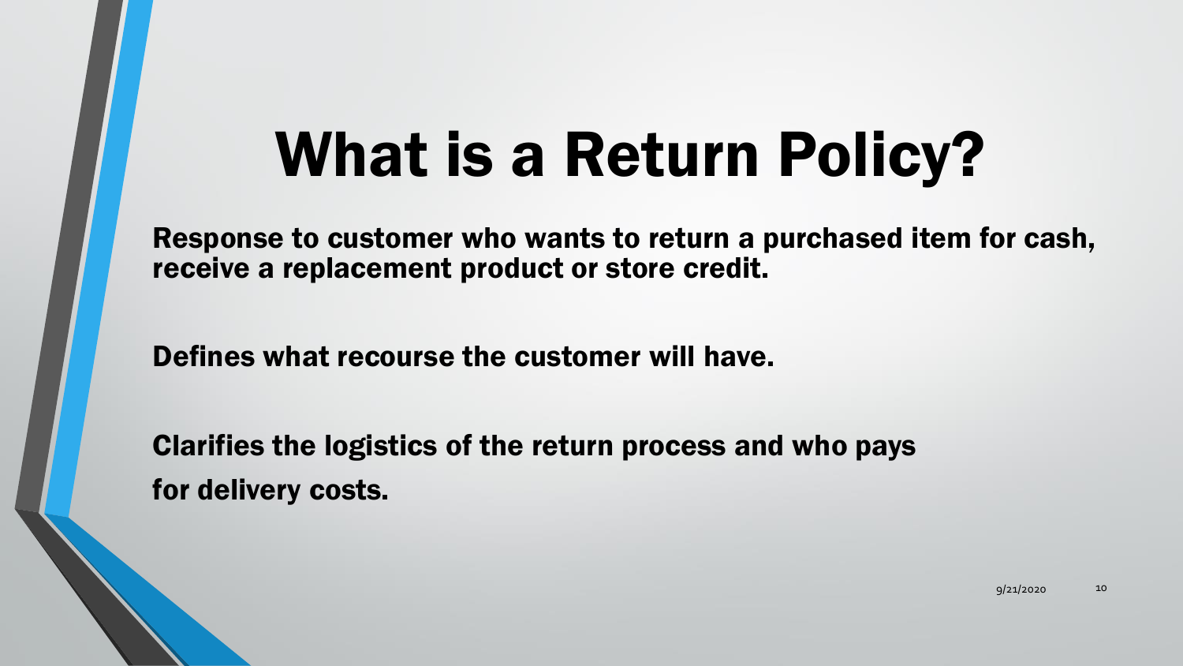# What is a Return Policy?

**Response to customer who wants to return a purchased item for cash, receive a replacement product or store credit.**

**Defines what recourse the customer will have.**

**Clarifies the logistics of the return process and who pays for delivery costs.**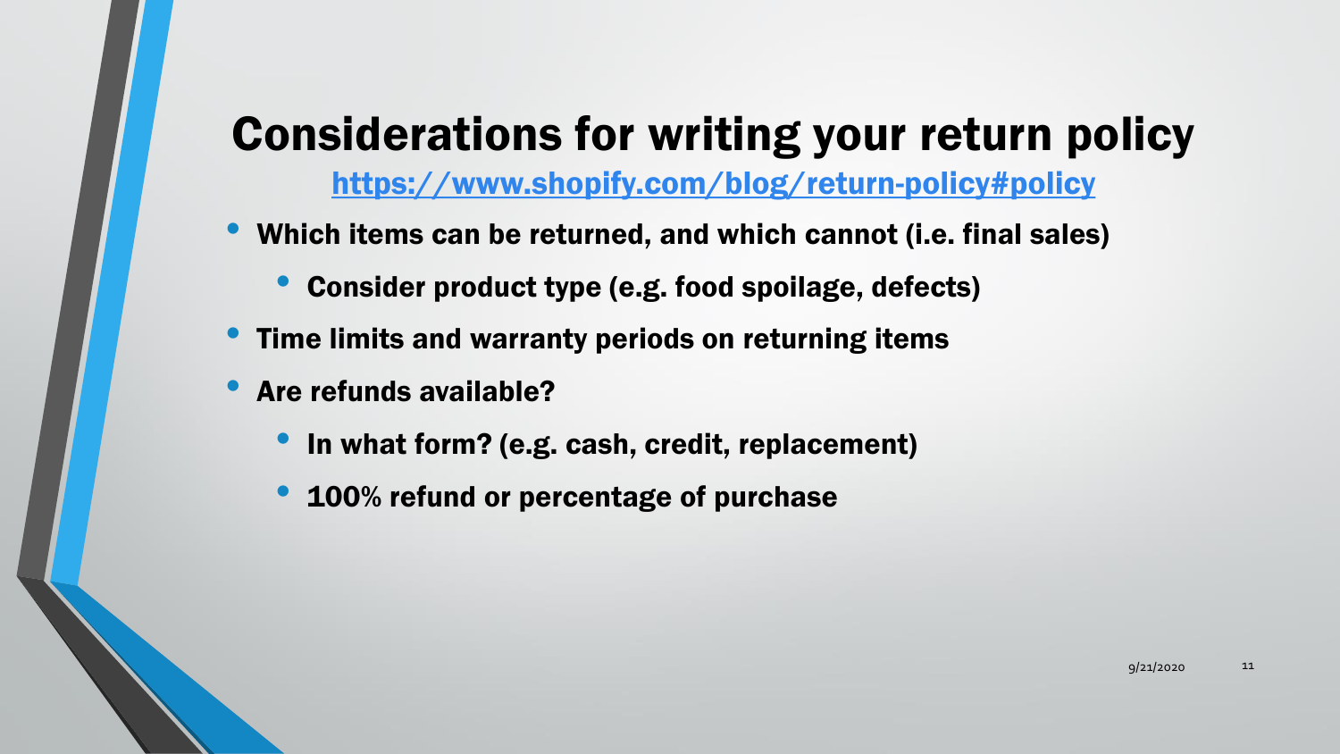# Considerations for writing your return policy

[https://www.shopify.com/blog/return-policy#policy](https://www.shopify.com/blog/return-policy#policy)

- **Which items can be returned, and which cannot (i.e. final sales)**
  - **Consider product type (e.g. food spoilage, defects)**
- **Time limits and warranty periods on returning items**
- **Are refunds available?**
  - **In what form? (e.g. cash, credit, replacement)**
  - **100% refund or percentage of purchase**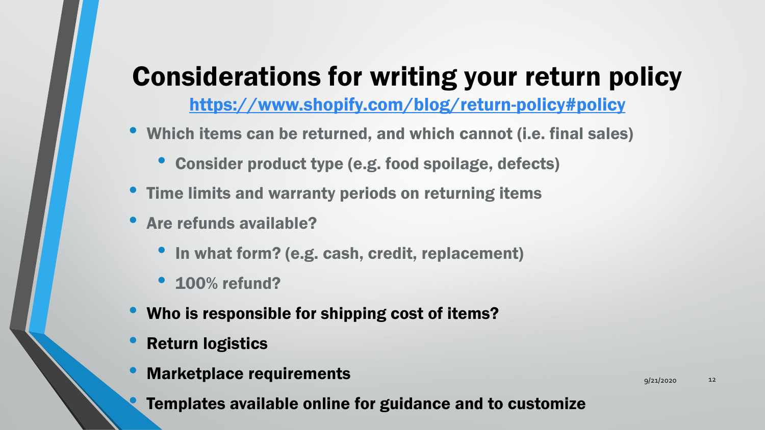# Considerations for writing your return policy

[https://www.shopify.com/blog/return-policy#policy](https://www.shopify.com/blog/return-policy#policy)

- Which items can be returned, and which cannot (i.e. final sales)
  - Consider product type (e.g. food spoilage, defects)
- Time limits and warranty periods on returning items
- Are refunds available?
  - In what form? (e.g. cash, credit, replacement)
  - 100% refund?
- Who is responsible for shipping cost of items?
- Return logistics
- Marketplace requirements
- Templates available online for guidance and to customize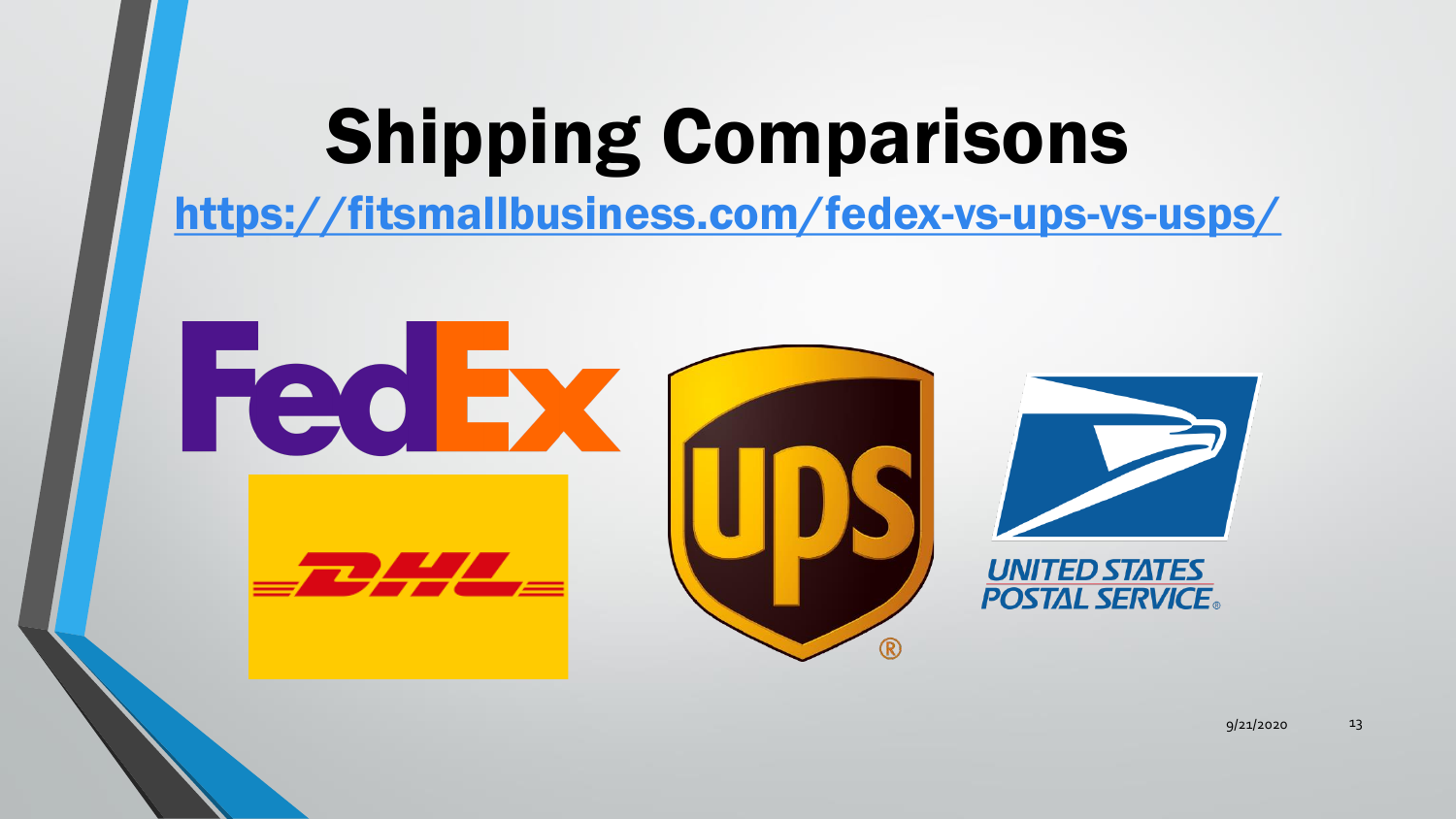# Shipping Comparisons

https://fitsmallbusiness.com/fedex-vs-ups-vs-usps/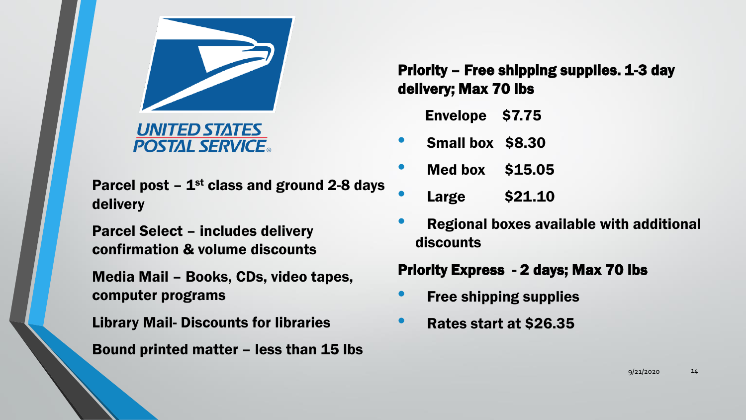UNITED STATES POSTAL SERVICE

Parcel post – 1st class and ground 2-8 days delivery

Parcel Select – includes delivery confirmation & volume discounts

Media Mail – Books, CDs, video tapes, computer programs

Library Mail- Discounts for libraries

Bound printed matter – less than 15 lbs

## Priority – Free shipping supplies. 1-3 day delivery; Max 70 lbs

Envelope $7.75

- Small box $8.30
- Med box $15.05
- Large $21.10
- Regional boxes available with additional discounts

## Priority Express - 2 days; Max 70 lbs

- Free shipping supplies
- Rates start at $26.35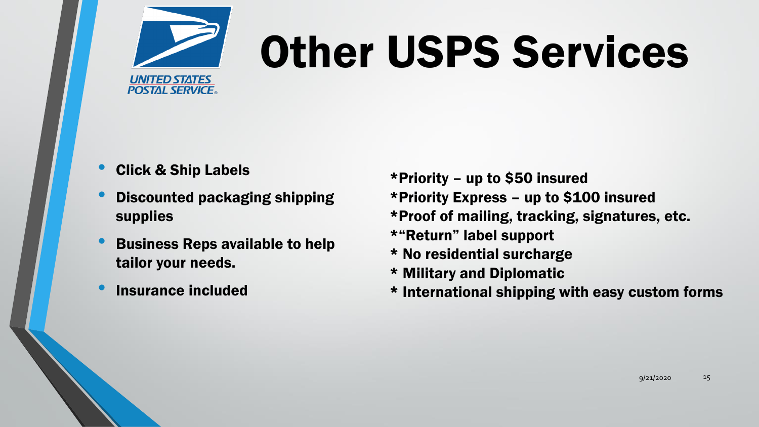# Other USPS Services

- Click & Ship Labels
- Discounted packaging shipping supplies
- Business Reps available to help tailor your needs.
- Insurance included

*Priority – up to $50 insured
*Priority Express – up to $100 insured
*Proof of mailing, tracking, signatures, etc.
*"Return" label support
* No residential surcharge
* Military and Diplomatic
* International shipping with easy custom forms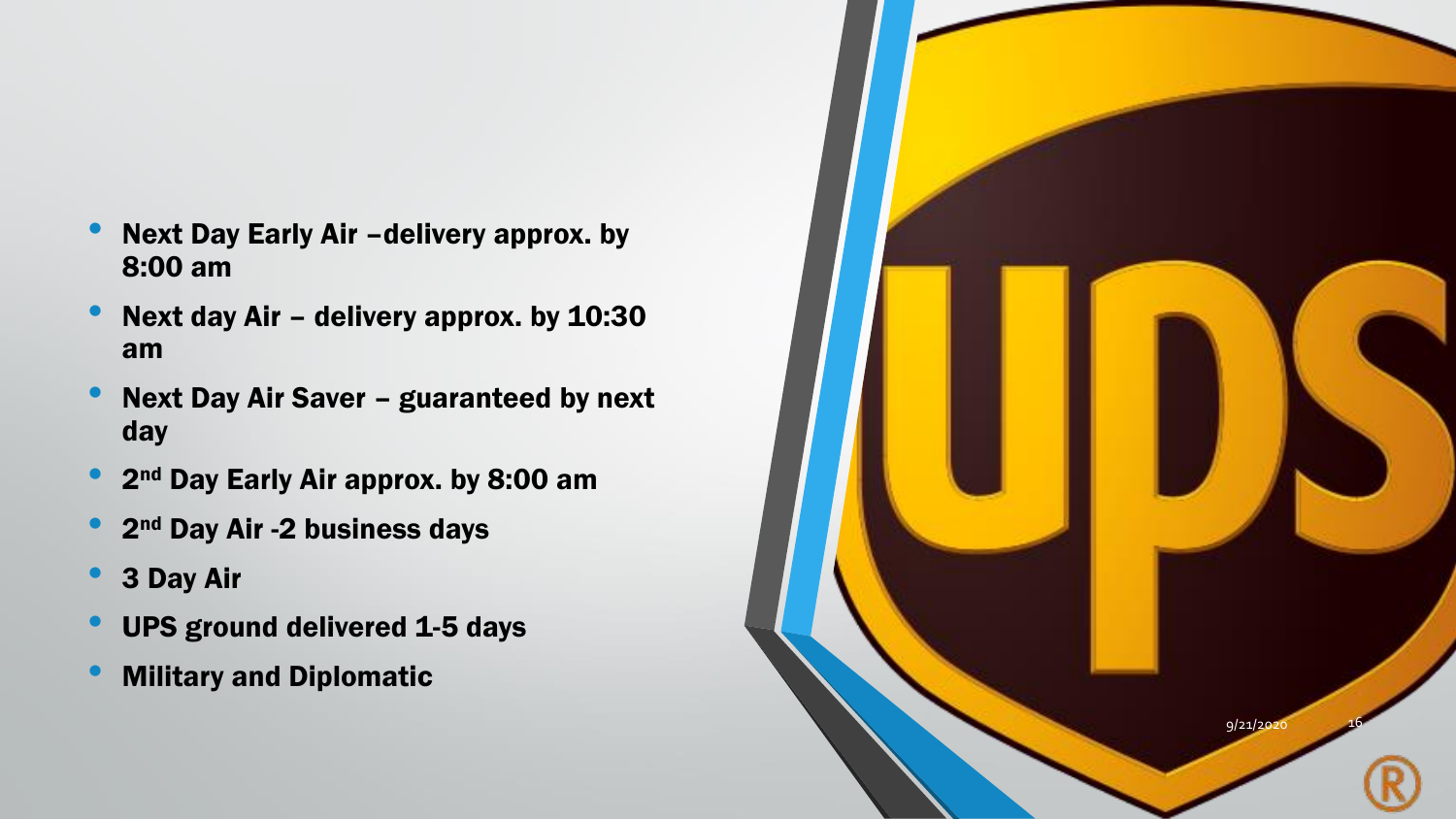- **Next Day Early Air –delivery approx. by 8:00 am**
- **Next day Air – delivery approx. by 10:30 am**
- **Next Day Air Saver – guaranteed by next day**
- **2nd Day Early Air approx. by 8:00 am**
- **2nd Day Air -2 business days**
- **3 Day Air**
- **UPS ground delivered 1-5 days**
- **Military and Diplomatic**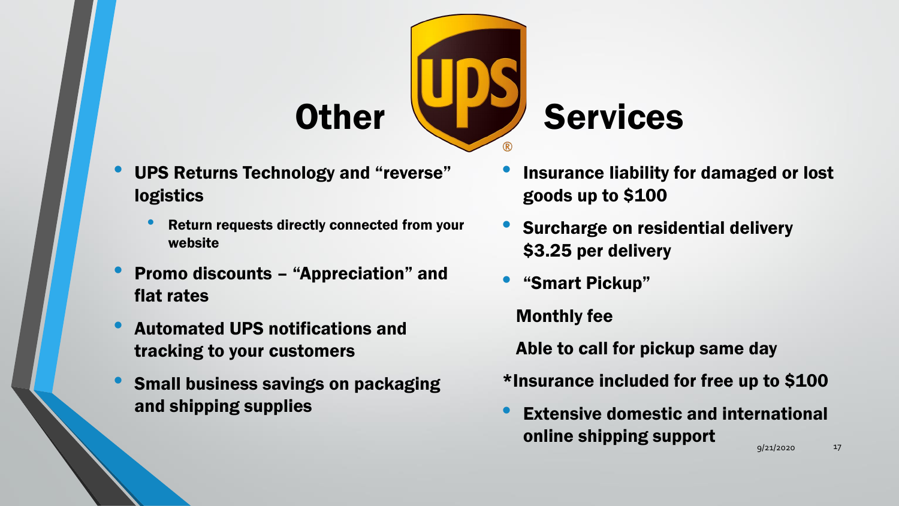# Other Services

- UPS Returns Technology and “reverse” logistics
  - Return requests directly connected from your website
- Promo discounts – “Appreciation” and flat rates
- Automated UPS notifications and tracking to your customers
- Small business savings on packaging and shipping supplies
- Insurance liability for damaged or lost goods up to $100
- Surcharge on residential delivery $3.25 per delivery
- “Smart Pickup”

  Monthly fee

  Able to call for pickup same day

*Insurance included for free up to $100

- Extensive domestic and international online shipping support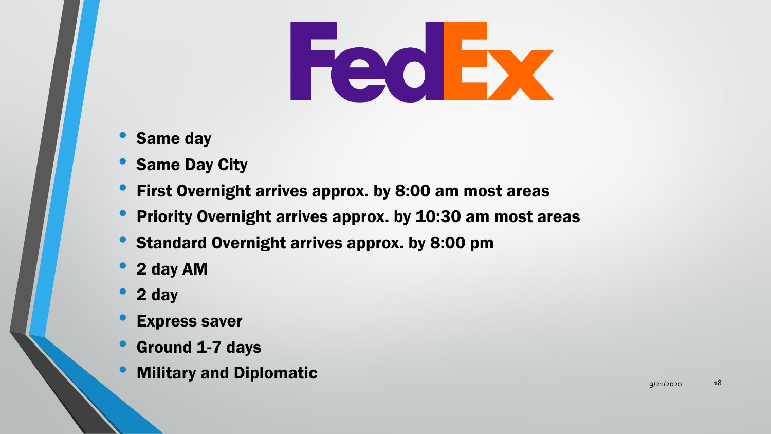# FedEx

- **Same day**
- **Same Day City**
- **First Overnight arrives approx. by 8:00 am most areas**
- **Priority Overnight arrives approx. by 10:30 am most areas**
- **Standard Overnight arrives approx. by 8:00 pm**
- **2 day AM**
- **2 day**
- **Express saver**
- **Ground 1-7 days**
- **Military and Diplomatic**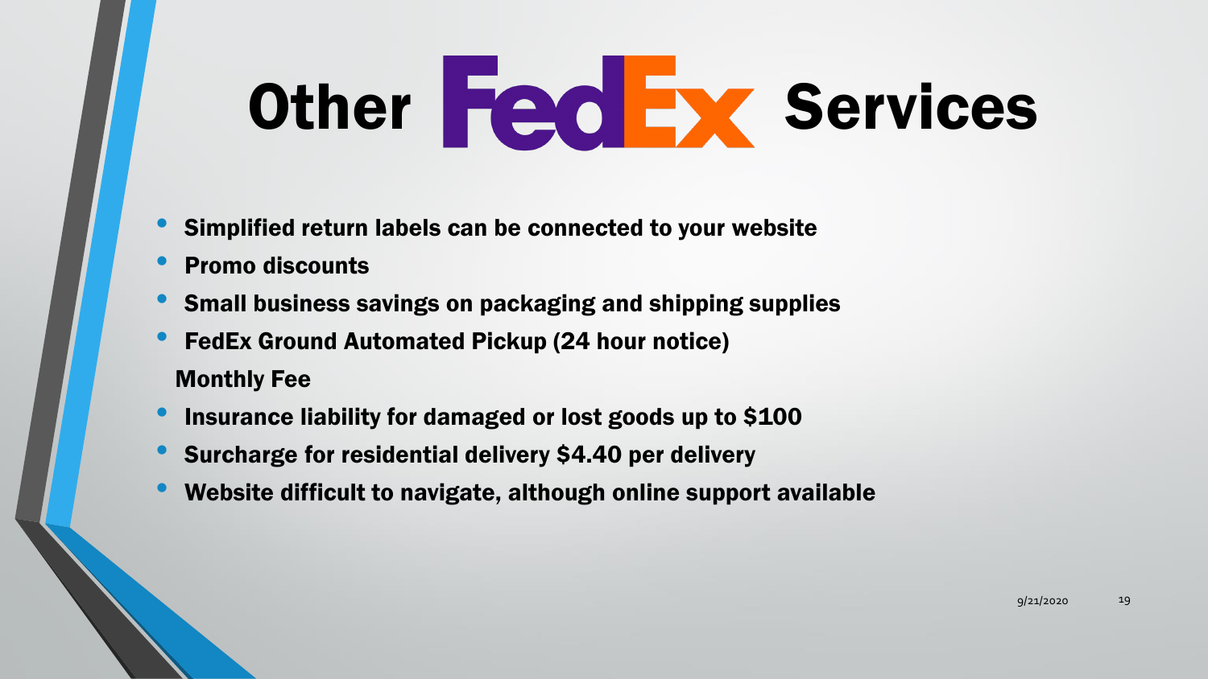# Other FedEx Services

- Simplified return labels can be connected to your website
- Promo discounts
- Small business savings on packaging and shipping supplies
- FedEx Ground Automated Pickup (24 hour notice)
  Monthly Fee
- Insurance liability for damaged or lost goods up to $100
- Surcharge for residential delivery $4.40 per delivery
- Website difficult to navigate, although online support available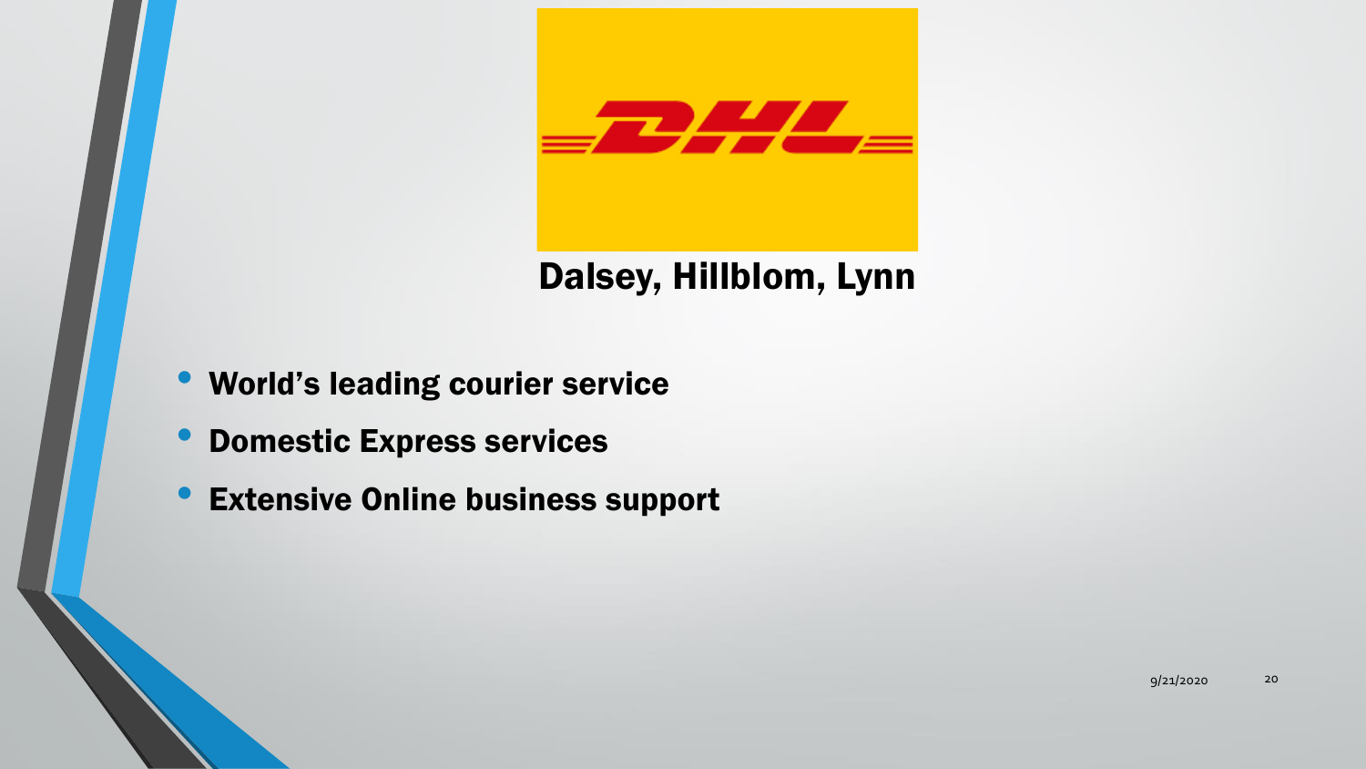DHL

## Dalsey, Hillblom, Lynn

- World's leading courier service
- Domestic Express services
- Extensive Online business support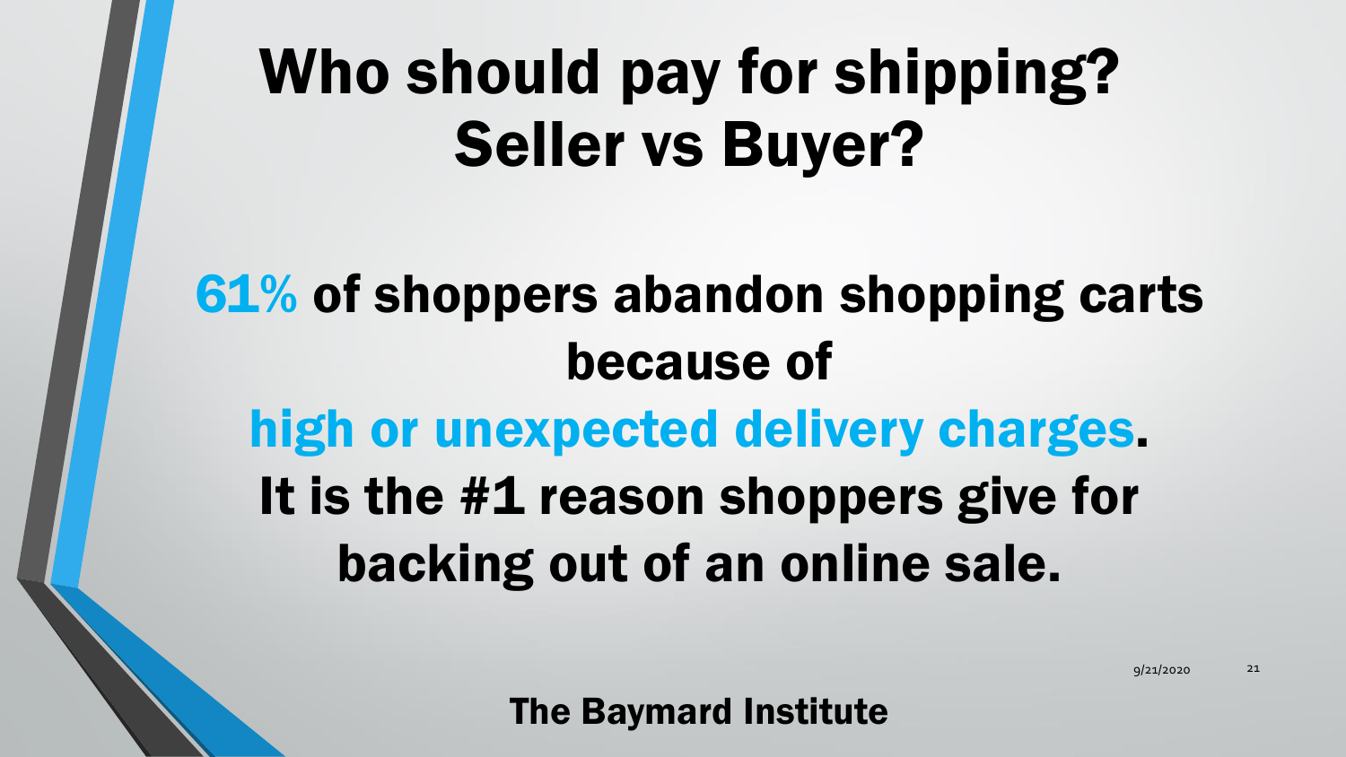# Who should pay for shipping? Seller vs Buyer?

**61% of shoppers abandon shopping carts because of high or unexpected delivery charges. It is the #1 reason shoppers give for backing out of an online sale.**

**The Baymard Institute**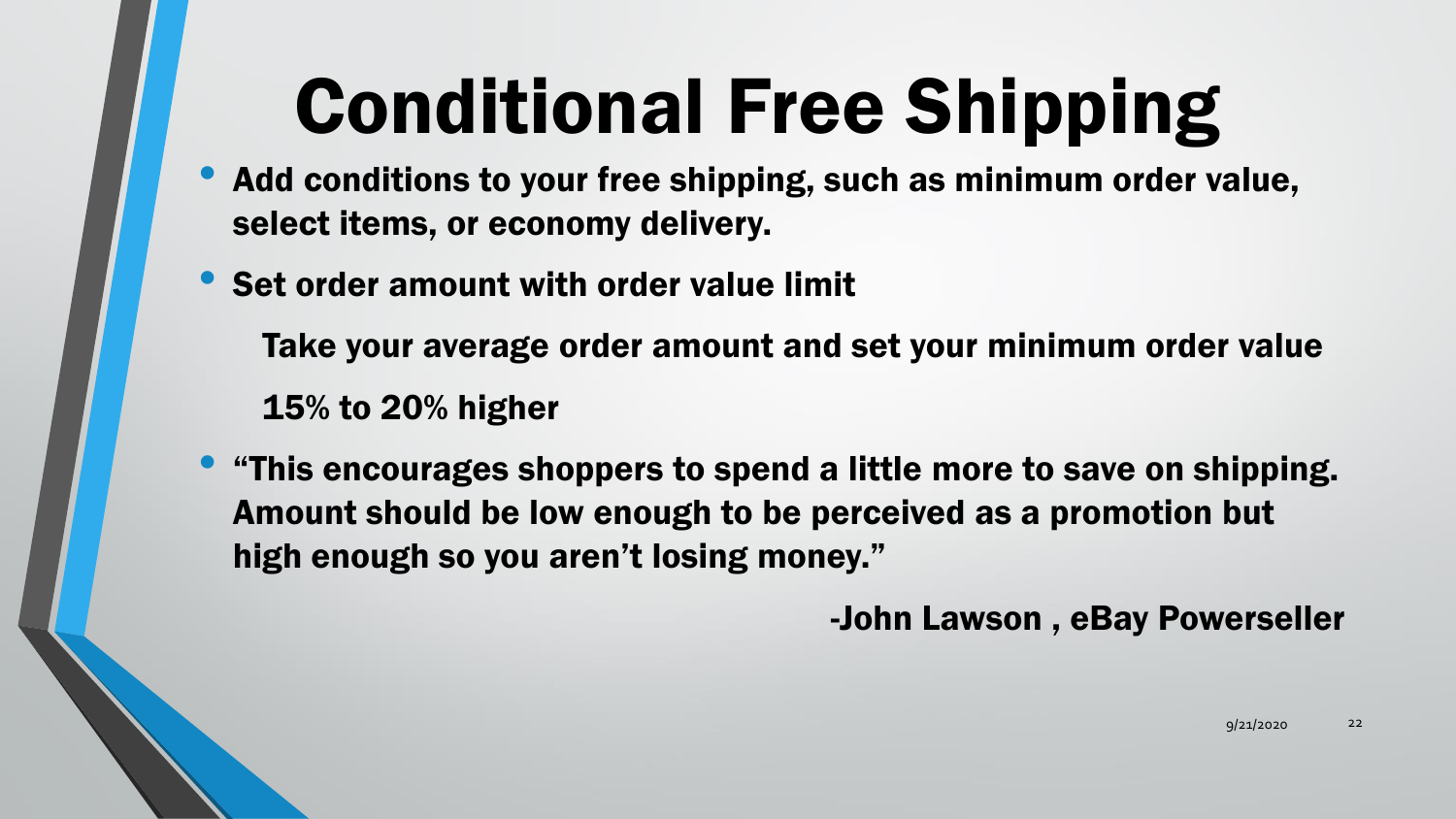# Conditional Free Shipping

- **Add conditions to your free shipping, such as minimum order value, select items, or economy delivery.**
- **Set order amount with order value limit**

  **Take your average order amount and set your minimum order value 15% to 20% higher**

- **"This encourages shoppers to spend a little more to save on shipping. Amount should be low enough to be perceived as a promotion but high enough so you aren't losing money."**

**-John Lawson , eBay Powerseller**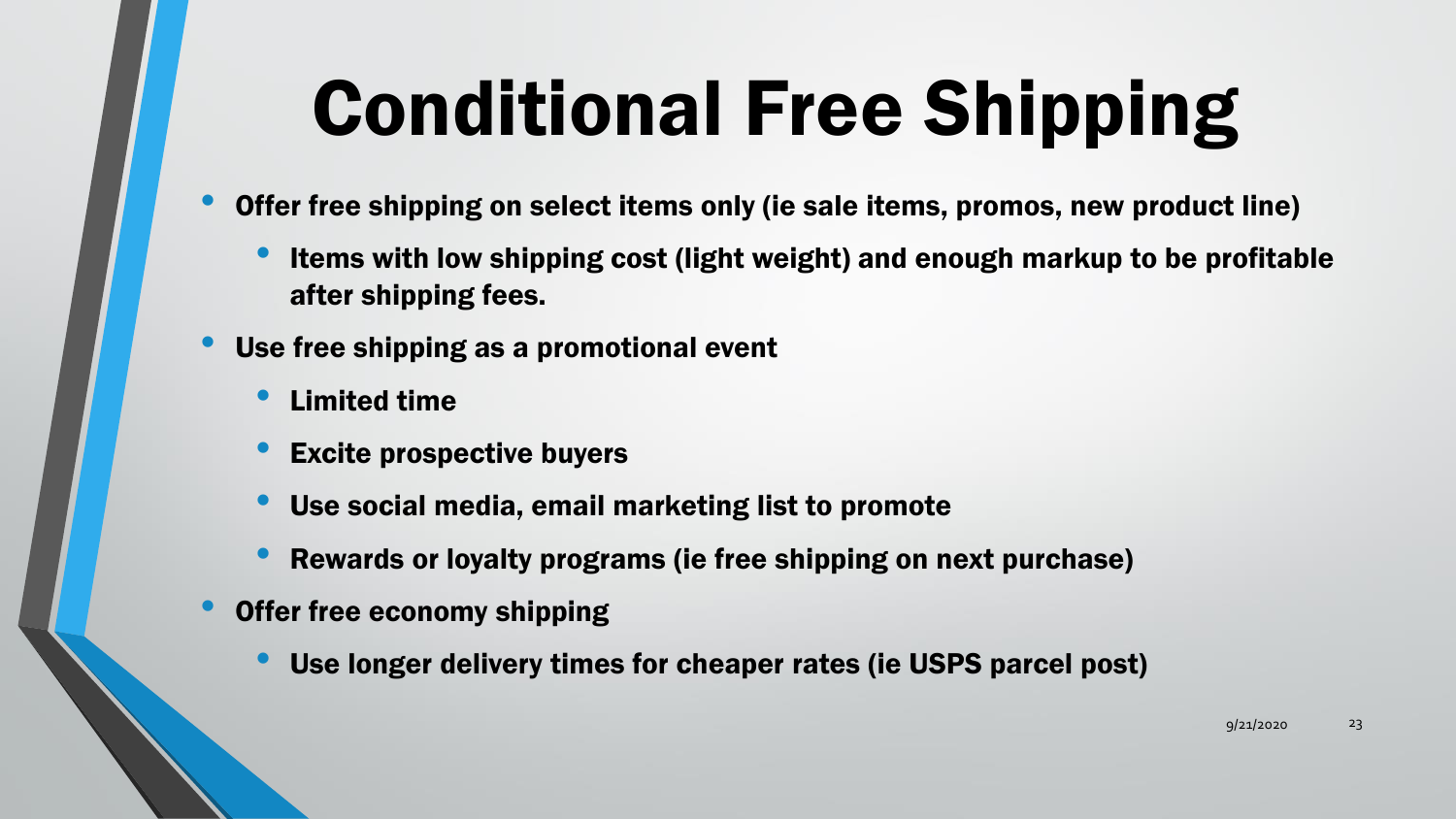# Conditional Free Shipping

- Offer free shipping on select items only (ie sale items, promos, new product line)
  - Items with low shipping cost (light weight) and enough markup to be profitable after shipping fees.
- Use free shipping as a promotional event
  - Limited time
  - Excite prospective buyers
  - Use social media, email marketing list to promote
  - Rewards or loyalty programs (ie free shipping on next purchase)
- Offer free economy shipping
  - Use longer delivery times for cheaper rates (ie USPS parcel post)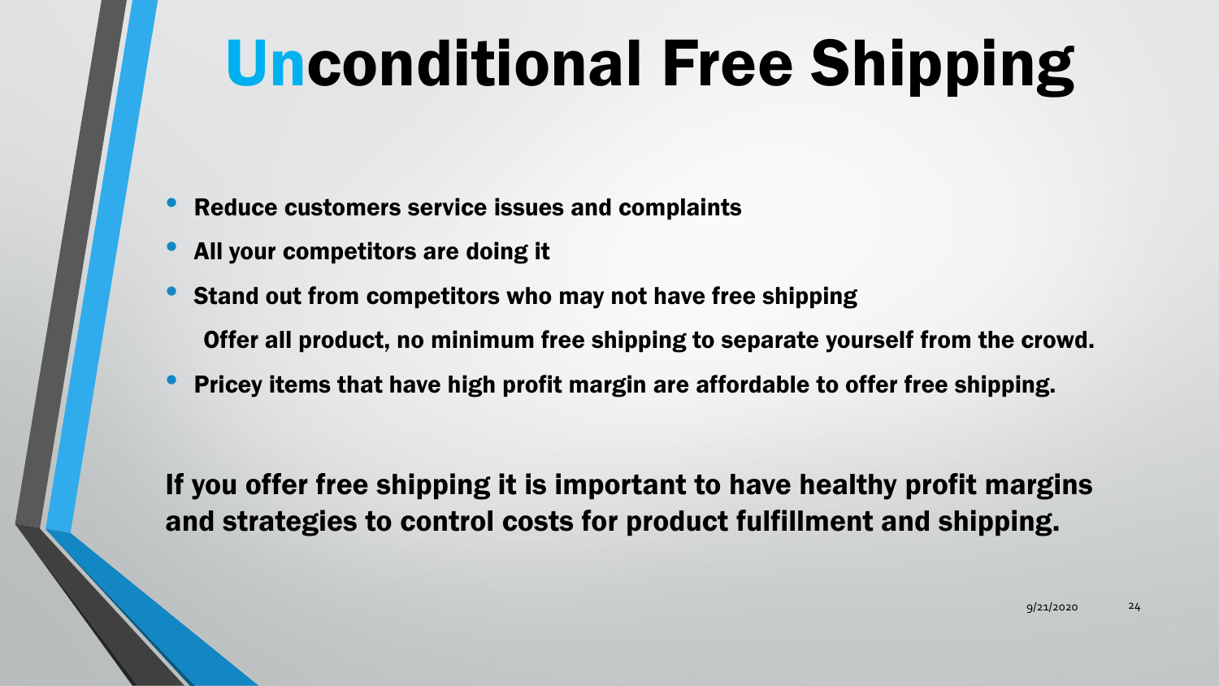# Unconditional Free Shipping

- Reduce customers service issues and complaints
- All your competitors are doing it
- Stand out from competitors who may not have free shipping

  Offer all product, no minimum free shipping to separate yourself from the crowd.
- Pricey items that have high profit margin are affordable to offer free shipping.

**If you offer free shipping it is important to have healthy profit margins and strategies to control costs for product fulfillment and shipping.**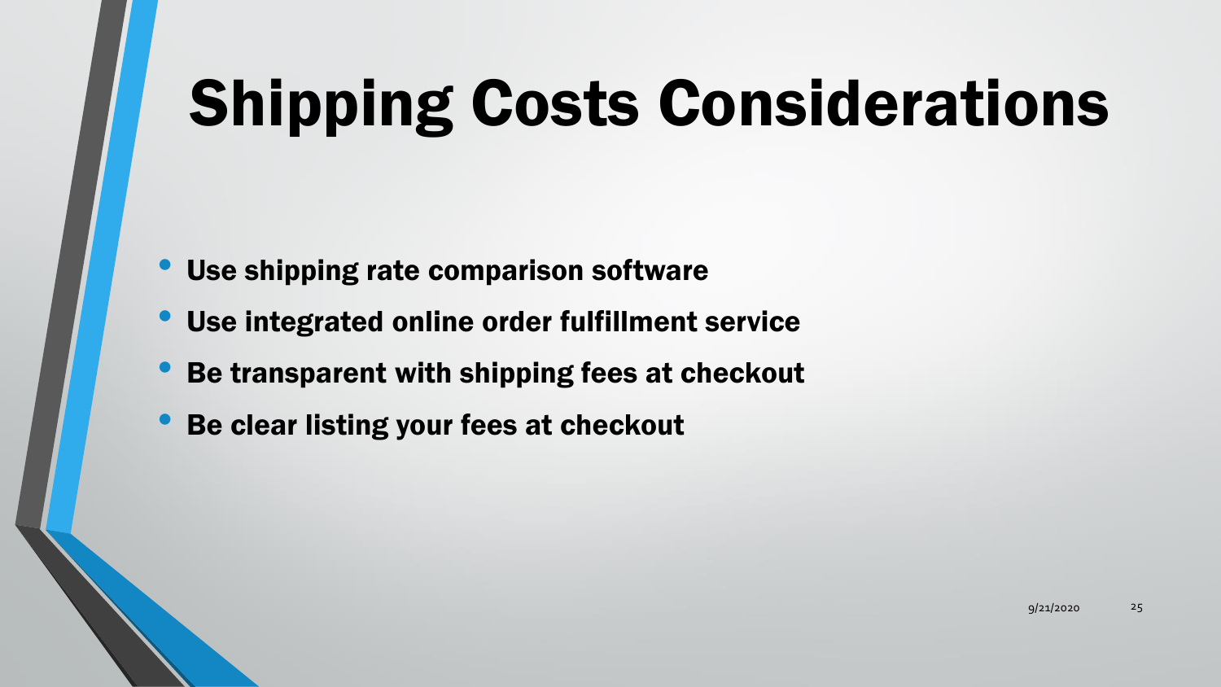# Shipping Costs Considerations

- **Use shipping rate comparison software**
- **Use integrated online order fulfillment service**
- **Be transparent with shipping fees at checkout**
- **Be clear listing your fees at checkout**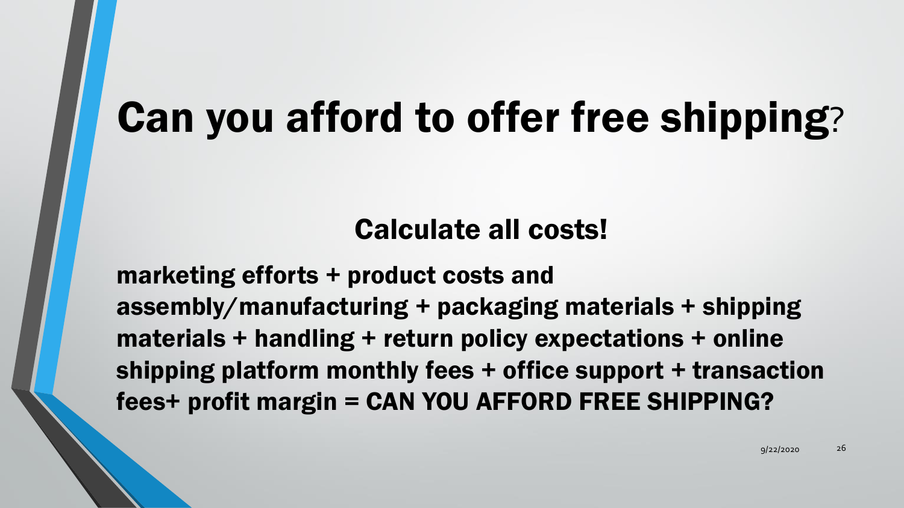# Can you afford to offer free shipping?

## Calculate all costs!

**marketing efforts + product costs and assembly/manufacturing + packaging materials + shipping materials + handling + return policy expectations + online shipping platform monthly fees + office support + transaction fees+ profit margin = CAN YOU AFFORD FREE SHIPPING?**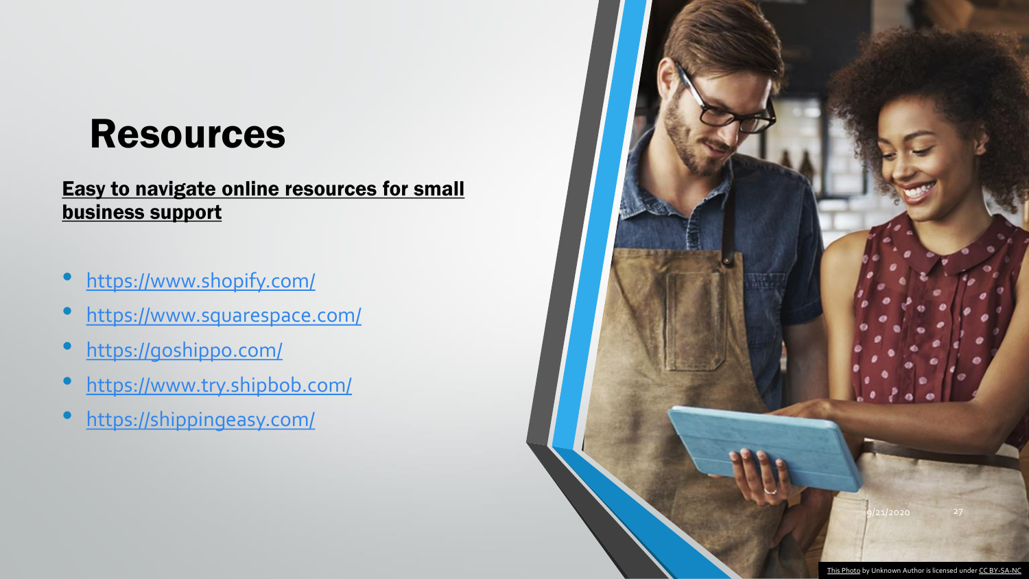# Resources

**Easy to navigate online resources for small business support**

- https://www.shopify.com/
- https://www.squarespace.com/
- https://goshippo.com/
- https://www.try.shipbob.com/
- https://shippingeasy.com/

This Photo by Unknown Author is licensed under CC BY-SA-NC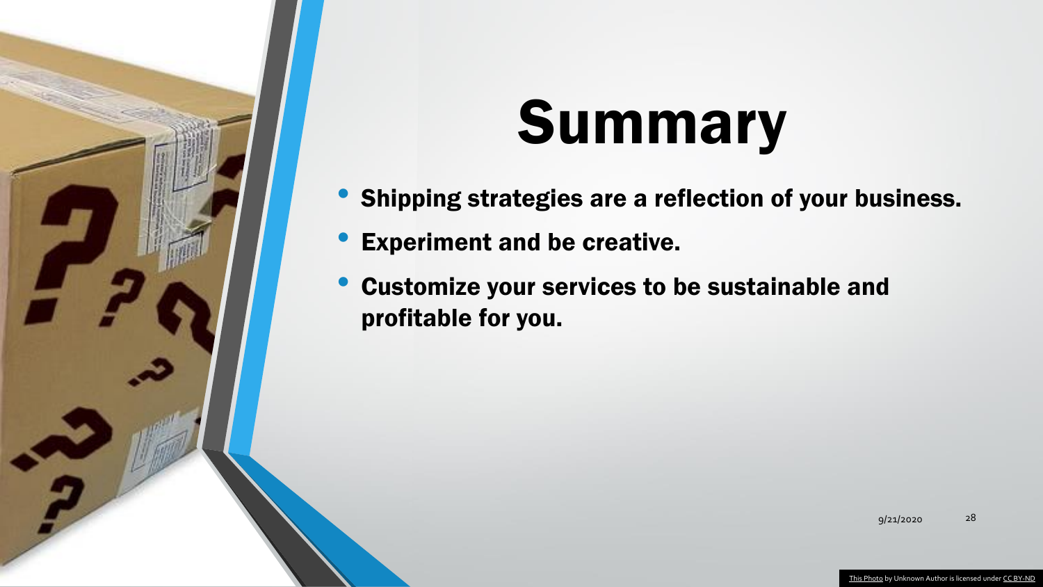# Summary

- Shipping strategies are a reflection of your business.
- Experiment and be creative.
- Customize your services to be sustainable and profitable for you.

This Photo by Unknown Author is licensed under CC BY-ND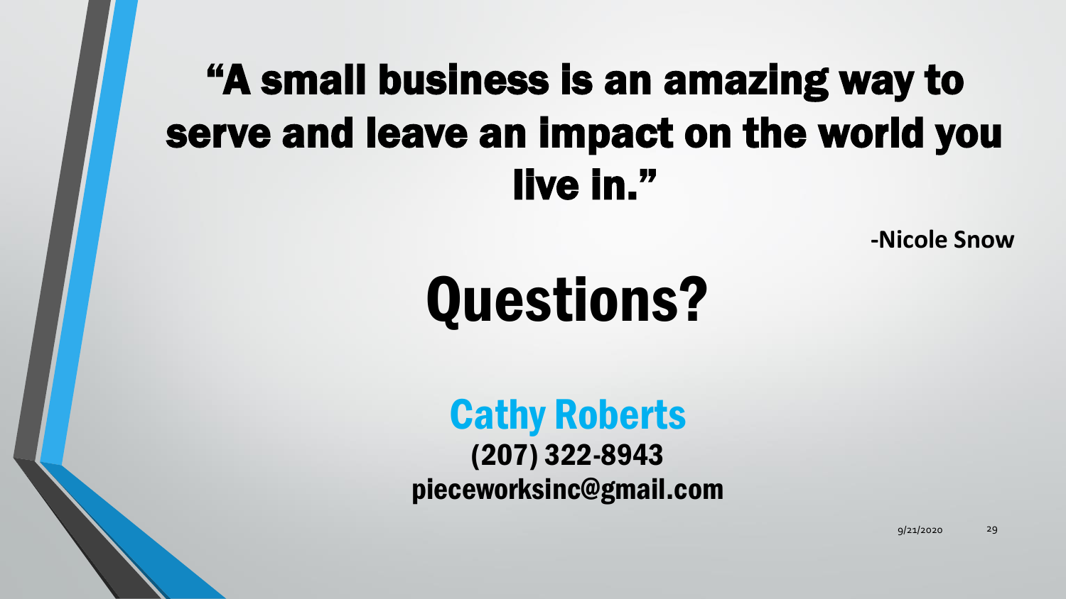# "A small business is an amazing way to serve and leave an impact on the world you live in."

**-Nicole Snow**

# Questions?

## Cathy Roberts

**(207) 322-8943**

**pieceworksinc@gmail.com**

9/21/2020